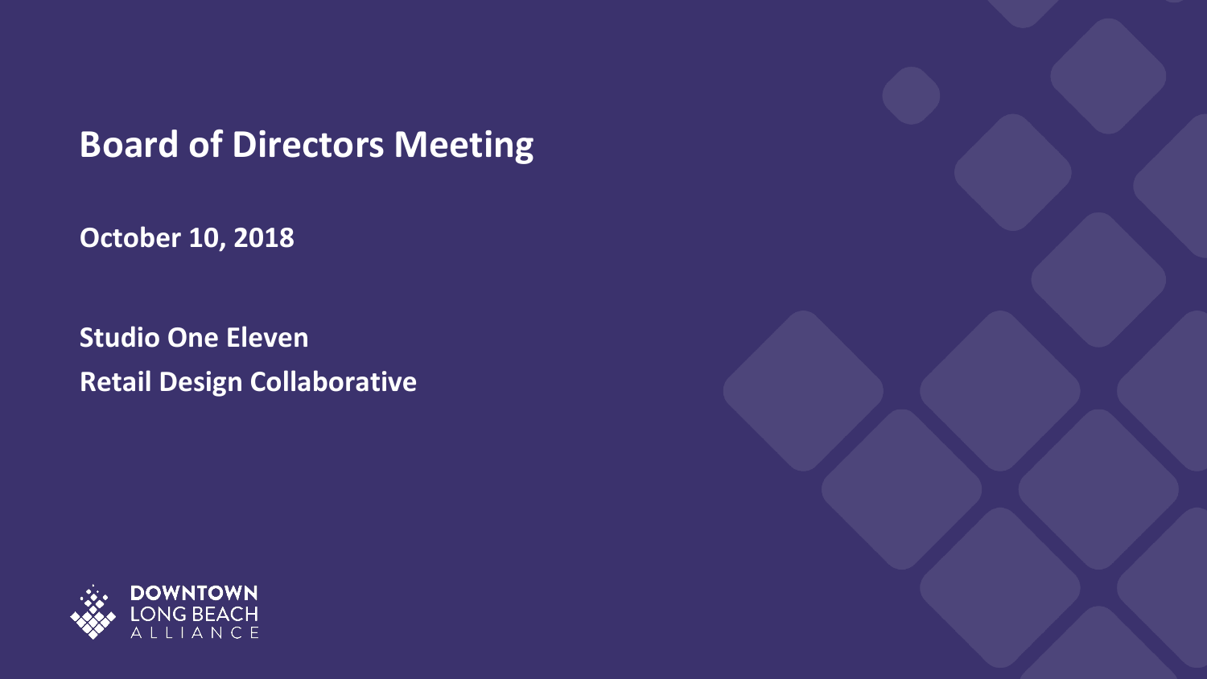# Board of Directors Meeting

**October 10, 2018**

**Studio One Eleven**
**Retail Design Collaborative**

DOWNTOWN
LONG BEACH
ALLIANCE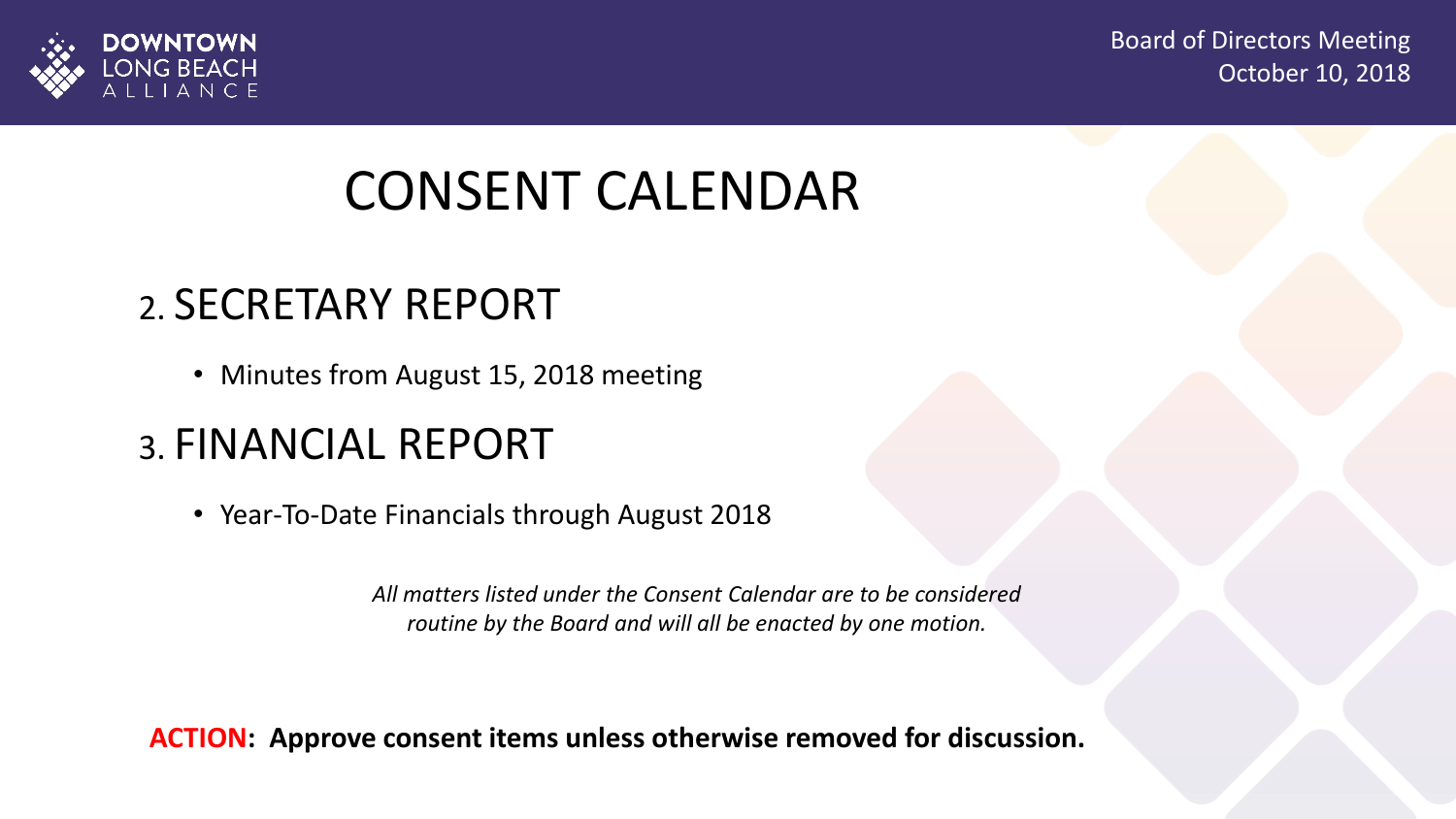Board of Directors Meeting
October 10, 2018

# CONSENT CALENDAR

## 2. SECRETARY REPORT

- Minutes from August 15, 2018 meeting

## 3. FINANCIAL REPORT

- Year-To-Date Financials through August 2018

*All matters listed under the Consent Calendar are to be considered routine by the Board and will all be enacted by one motion.*

**ACTION: Approve consent items unless otherwise removed for discussion.**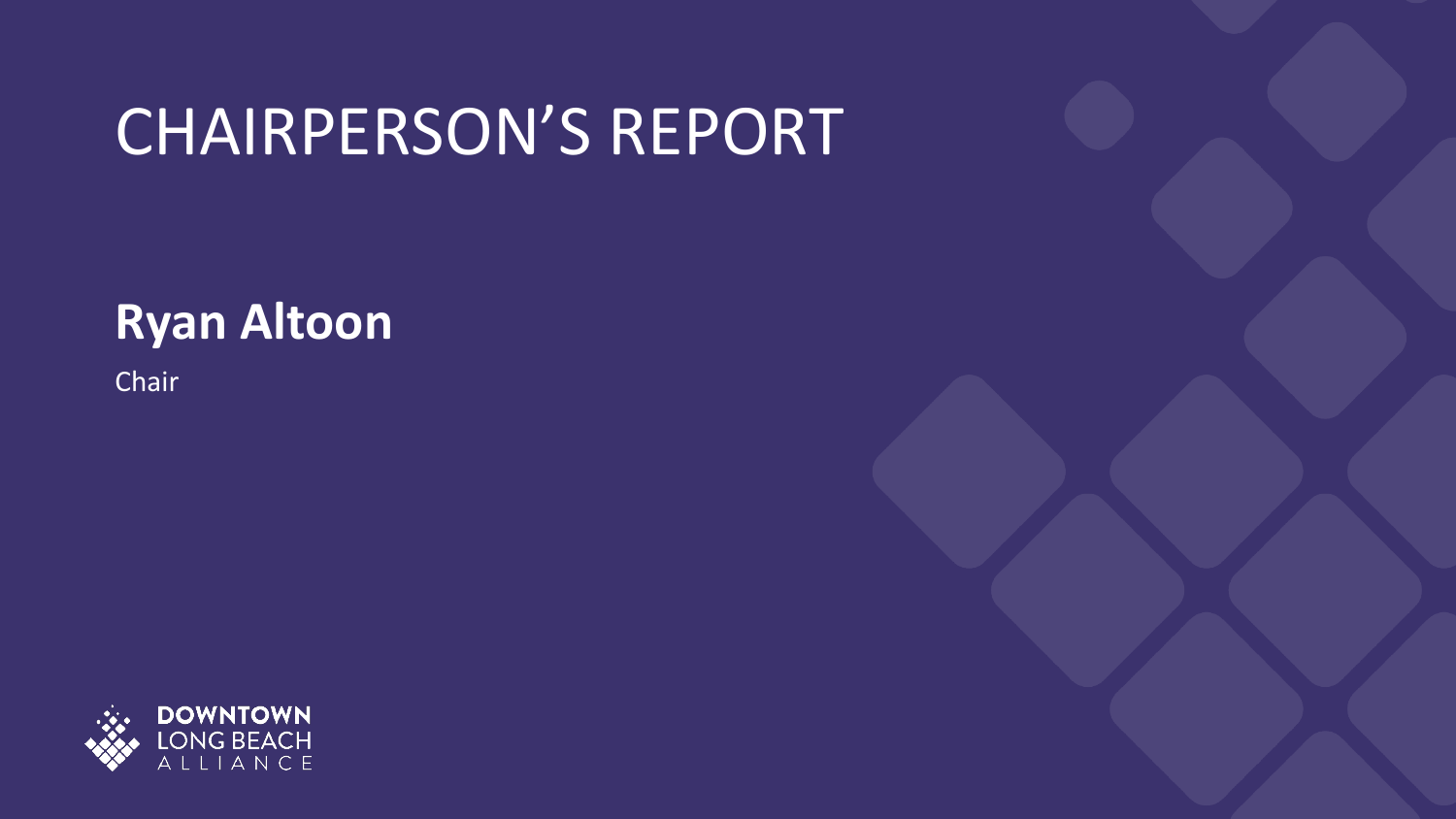# CHAIRPERSON'S REPORT

**Ryan Altoon**

Chair

DOWNTOWN LONG BEACH ALLIANCE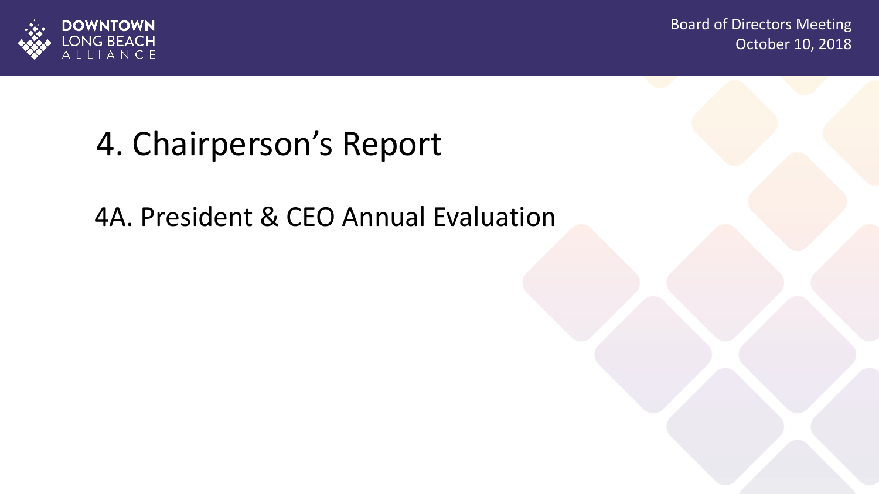# 4. Chairperson's Report

## 4A. President & CEO Annual Evaluation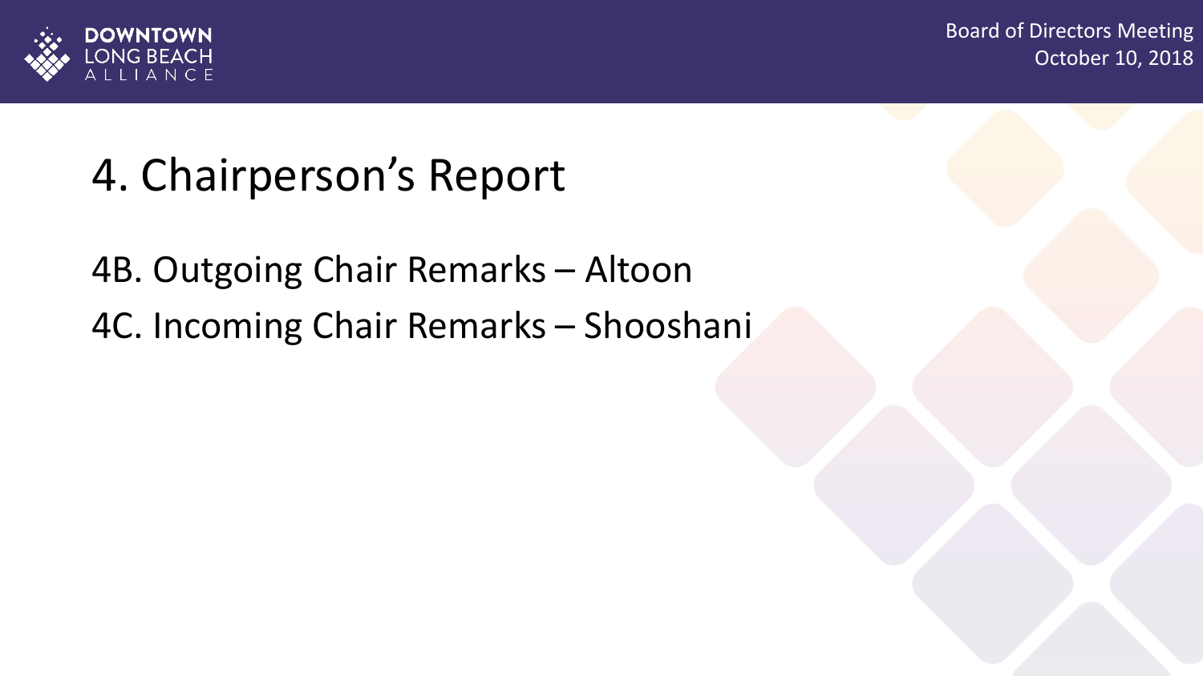# 4. Chairperson's Report

4B. Outgoing Chair Remarks – Altoon

4C. Incoming Chair Remarks – Shooshani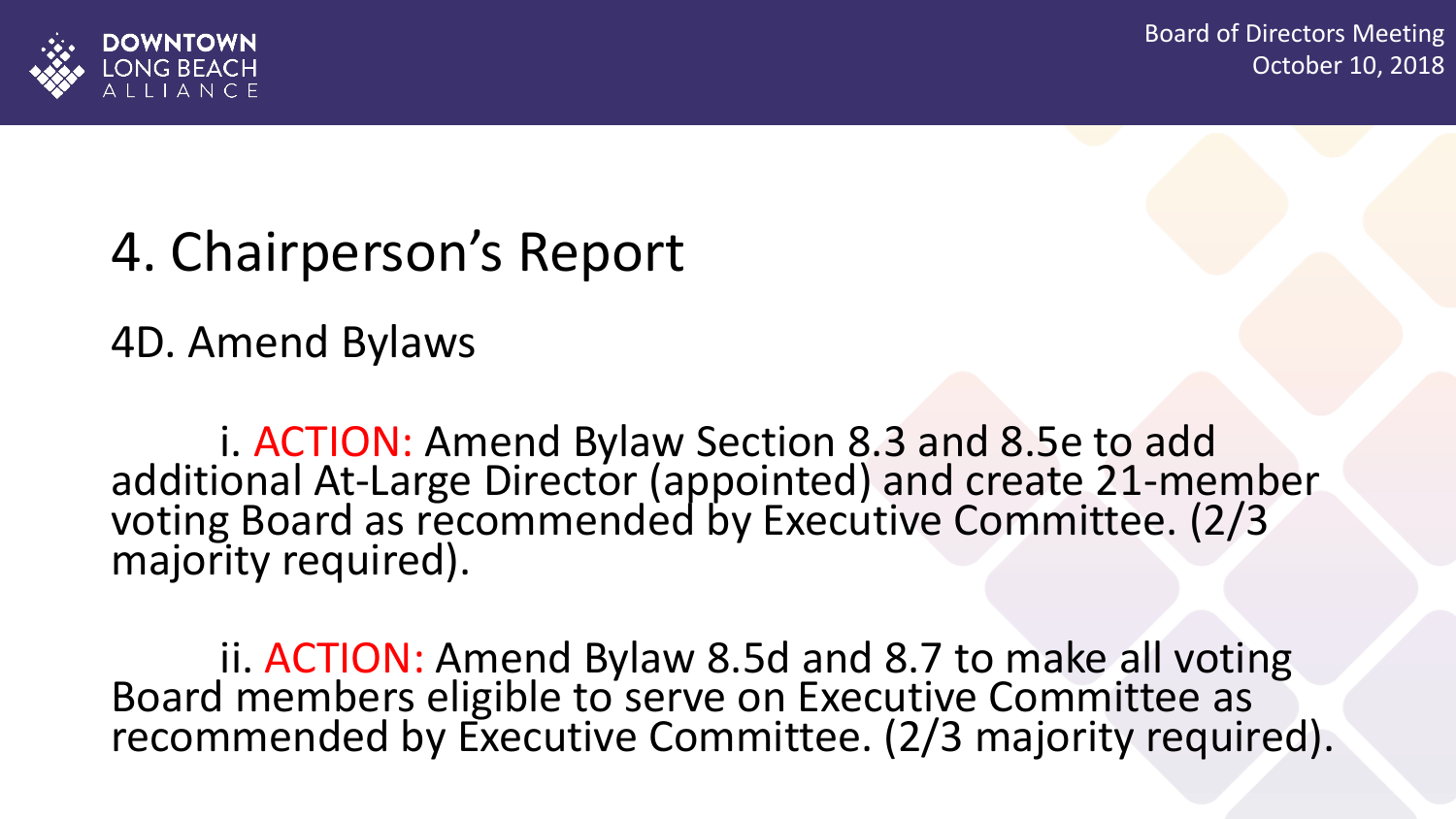# 4. Chairperson's Report

## 4D. Amend Bylaws

i. ACTION: Amend Bylaw Section 8.3 and 8.5e to add additional At-Large Director (appointed) and create 21-member voting Board as recommended by Executive Committee. (2/3 majority required).

ii. ACTION: Amend Bylaw 8.5d and 8.7 to make all voting Board members eligible to serve on Executive Committee as recommended by Executive Committee. (2/3 majority required).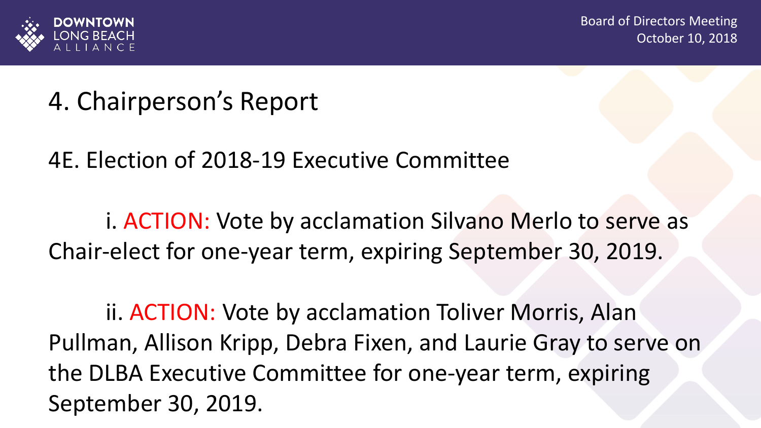# 4. Chairperson's Report

## 4E. Election of 2018-19 Executive Committee

i. ACTION: Vote by acclamation Silvano Merlo to serve as Chair-elect for one-year term, expiring September 30, 2019.

ii. ACTION: Vote by acclamation Toliver Morris, Alan Pullman, Allison Kripp, Debra Fixen, and Laurie Gray to serve on the DLBA Executive Committee for one-year term, expiring September 30, 2019.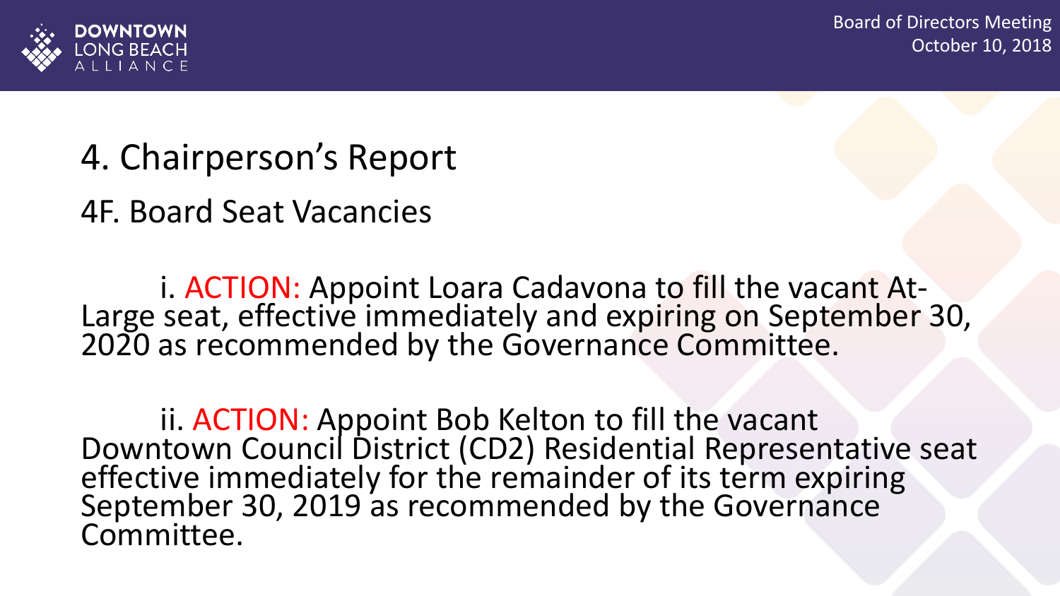# 4. Chairperson's Report

## 4F. Board Seat Vacancies

i. ACTION: Appoint Loara Cadavona to fill the vacant At-Large seat, effective immediately and expiring on September 30, 2020 as recommended by the Governance Committee.

ii. ACTION: Appoint Bob Kelton to fill the vacant Downtown Council District (CD2) Residential Representative seat effective immediately for the remainder of its term expiring September 30, 2019 as recommended by the Governance Committee.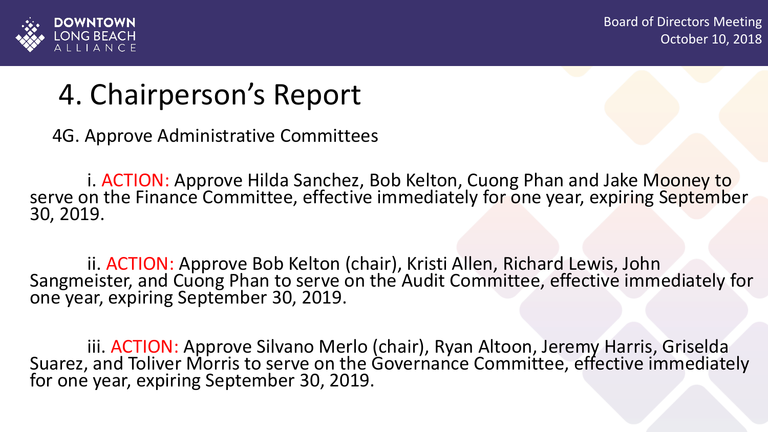# 4. Chairperson's Report

4G. Approve Administrative Committees

i. ACTION: Approve Hilda Sanchez, Bob Kelton, Cuong Phan and Jake Mooney to serve on the Finance Committee, effective immediately for one year, expiring September 30, 2019.

ii. ACTION: Approve Bob Kelton (chair), Kristi Allen, Richard Lewis, John Sangmeister, and Cuong Phan to serve on the Audit Committee, effective immediately for one year, expiring September 30, 2019.

iii. ACTION: Approve Silvano Merlo (chair), Ryan Altoon, Jeremy Harris, Griselda Suarez, and Toliver Morris to serve on the Governance Committee, effective immediately for one year, expiring September 30, 2019.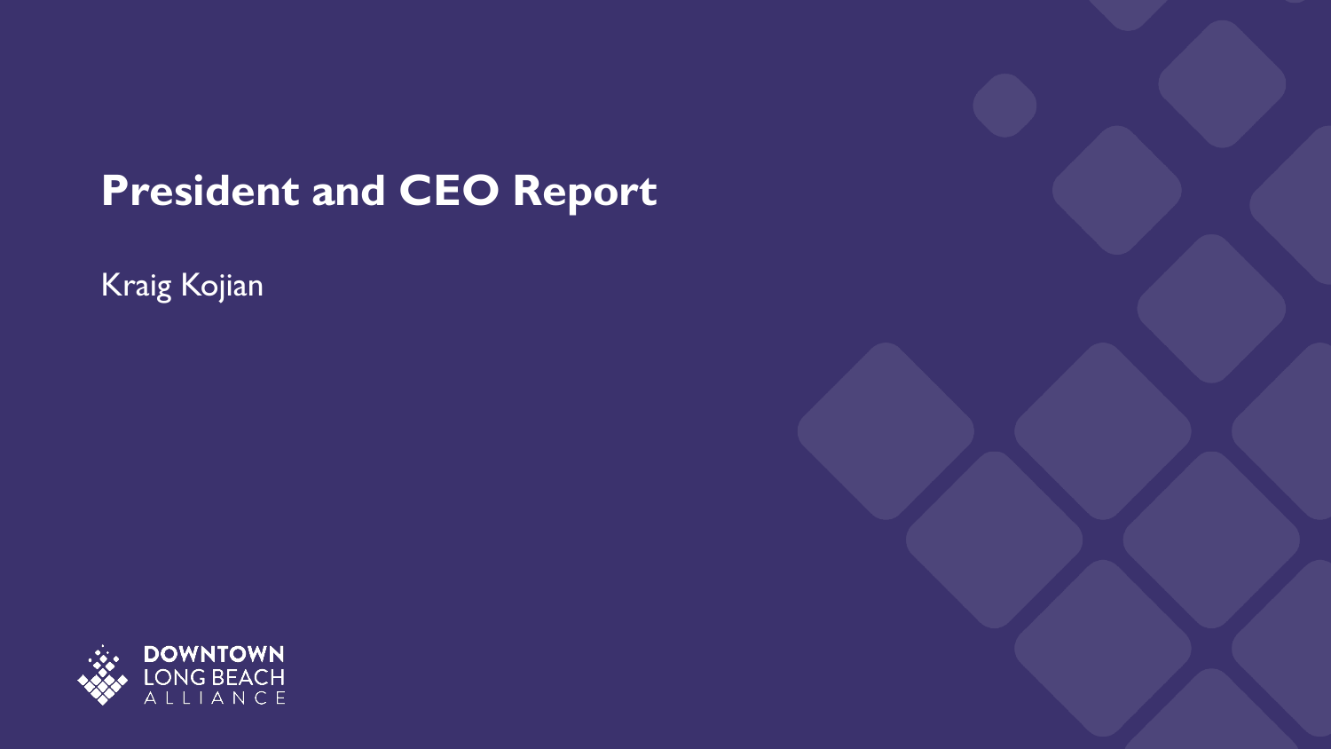# President and CEO Report

Kraig Kojian

DOWNTOWN LONG BEACH ALLIANCE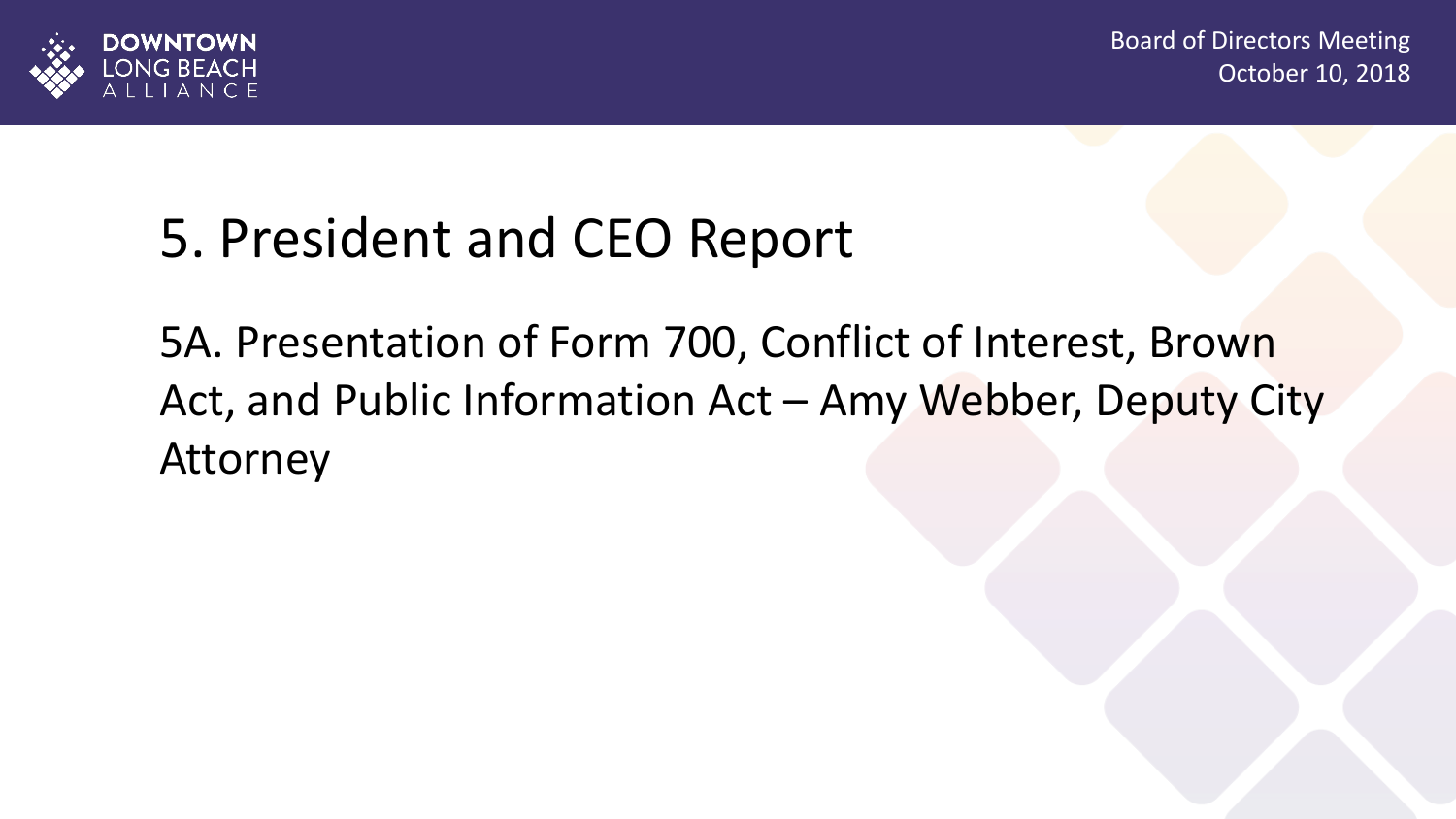# 5. President and CEO Report

5A. Presentation of Form 700, Conflict of Interest, Brown Act, and Public Information Act – Amy Webber, Deputy City Attorney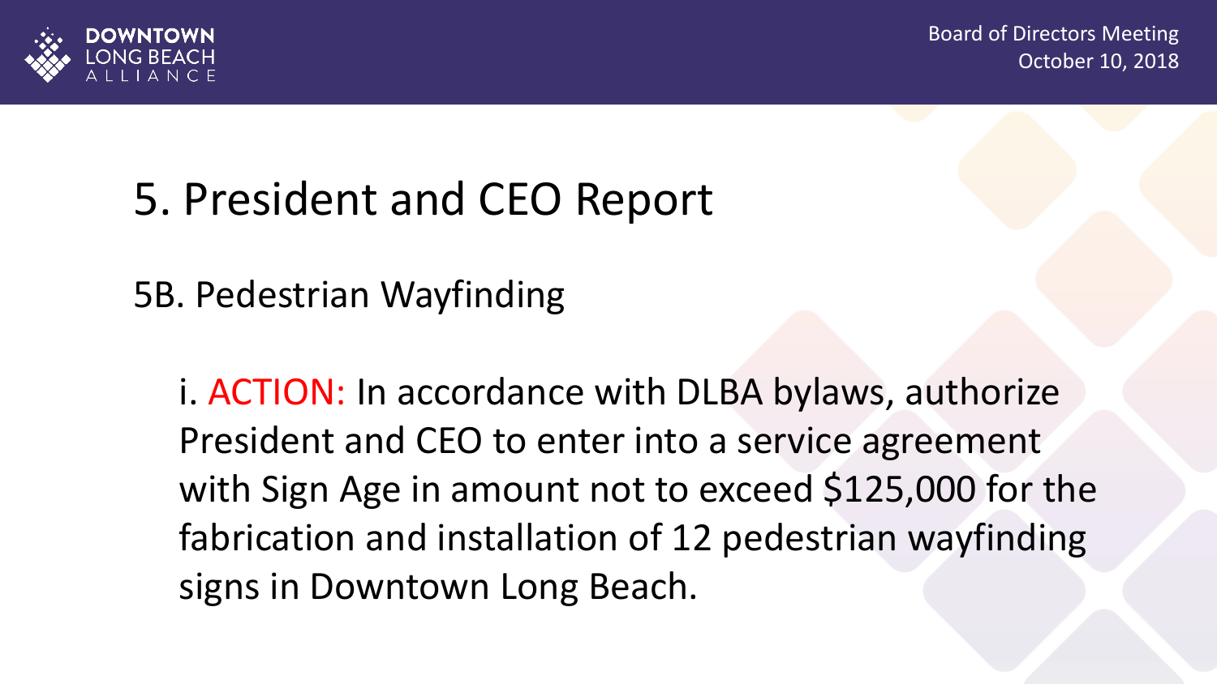# 5. President and CEO Report

## 5B. Pedestrian Wayfinding

i. ACTION: In accordance with DLBA bylaws, authorize President and CEO to enter into a service agreement with Sign Age in amount not to exceed $125,000 for the fabrication and installation of 12 pedestrian wayfinding signs in Downtown Long Beach.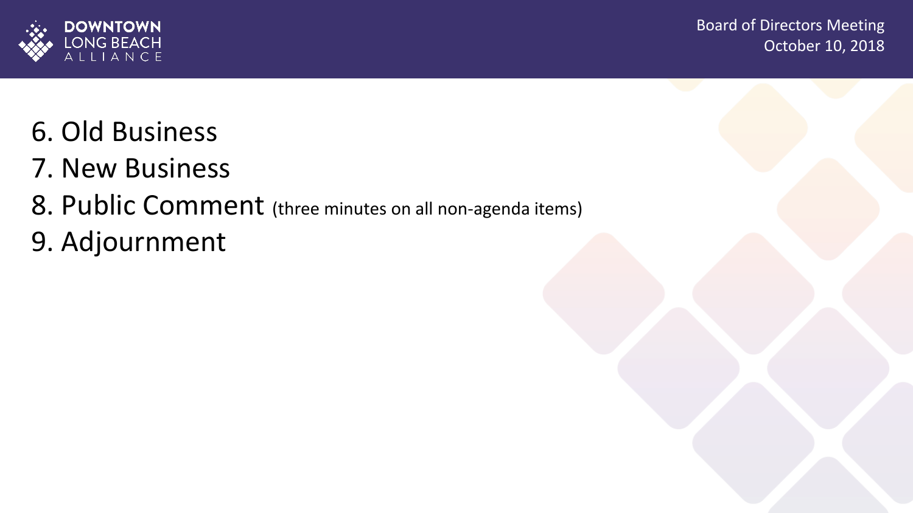6. Old Business
7. New Business
8. Public Comment (three minutes on all non-agenda items)
9. Adjournment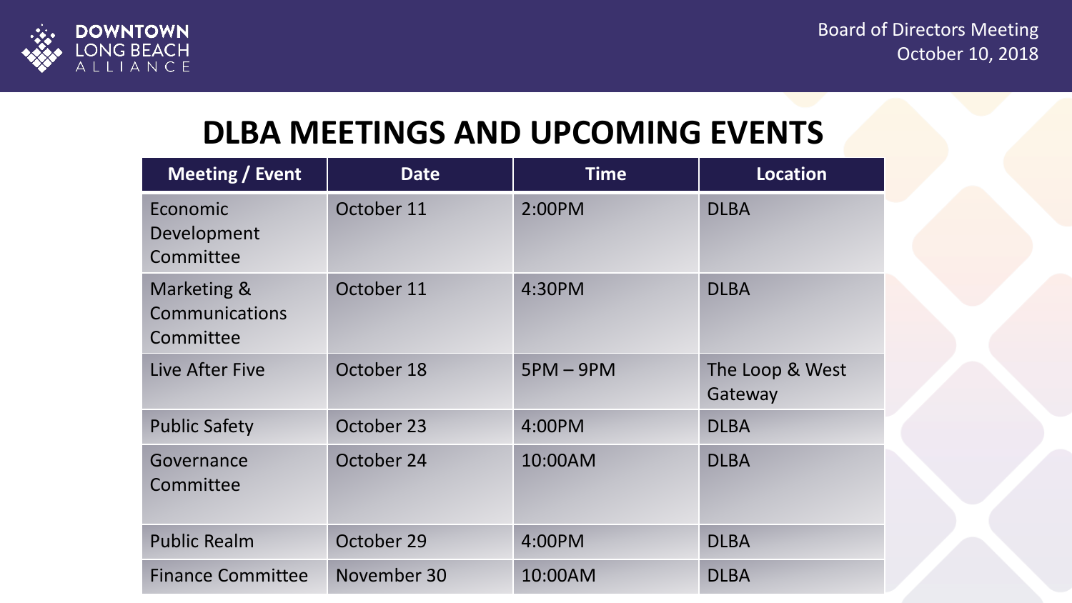## DLBA MEETINGS AND UPCOMING EVENTS

| Meeting / Event | Date | Time | Location |
| --- | --- | --- | --- |
| Economic Development Committee | October 11 | 2:00PM | DLBA |
| Marketing & Communications Committee | October 11 | 4:30PM | DLBA |
| Live After Five | October 18 | 5PM – 9PM | The Loop & West Gateway |
| Public Safety | October 23 | 4:00PM | DLBA |
| Governance Committee | October 24 | 10:00AM | DLBA |
| Public Realm | October 29 | 4:00PM | DLBA |
| Finance Committee | November 30 | 10:00AM | DLBA |